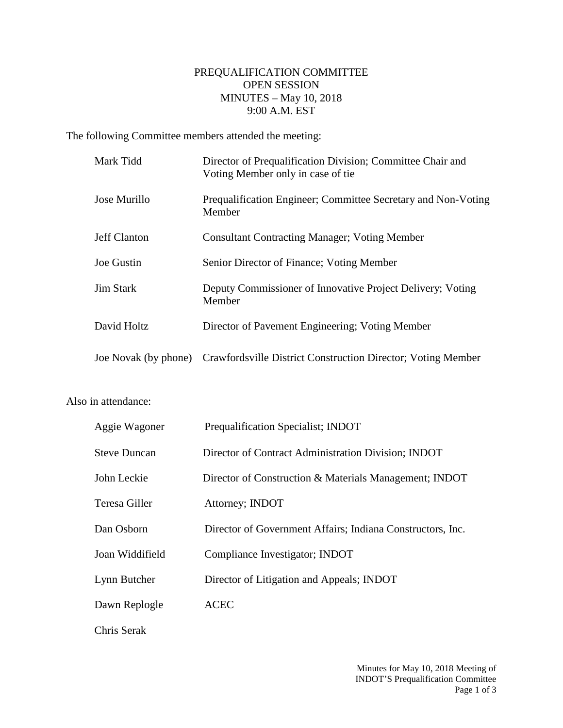# PREQUALIFICATION COMMITTEE
## OPEN SESSION
## MINUTES – May 10, 2018
## 9:00 A.M. EST

The following Committee members attended the meeting:

| | |
|---|---|
| Mark Tidd | Director of Prequalification Division; Committee Chair and Voting Member only in case of tie |
| Jose Murillo | Prequalification Engineer; Committee Secretary and Non-Voting Member |
| Jeff Clanton | Consultant Contracting Manager; Voting Member |
| Joe Gustin | Senior Director of Finance; Voting Member |
| Jim Stark | Deputy Commissioner of Innovative Project Delivery; Voting Member |
| David Holtz | Director of Pavement Engineering; Voting Member |
| Joe Novak (by phone) | Crawfordsville District Construction Director; Voting Member |

Also in attendance:

| | |
|---|---|
| Aggie Wagoner | Prequalification Specialist; INDOT |
| Steve Duncan | Director of Contract Administration Division; INDOT |
| John Leckie | Director of Construction & Materials Management; INDOT |
| Teresa Giller | Attorney; INDOT |
| Dan Osborn | Director of Government Affairs; Indiana Constructors, Inc. |
| Joan Widdifield | Compliance Investigator; INDOT |
| Lynn Butcher | Director of Litigation and Appeals; INDOT |
| Dawn Replogle | ACEC |
| Chris Serak | |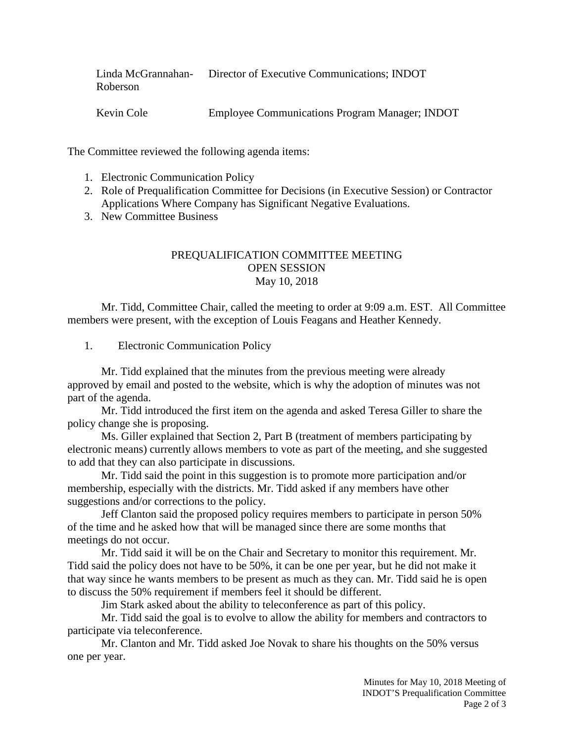| | |
|---|---|
| Linda McGrannahan-Roberson | Director of Executive Communications; INDOT |
| Kevin Cole | Employee Communications Program Manager; INDOT |

The Committee reviewed the following agenda items:

1. Electronic Communication Policy
2. Role of Prequalification Committee for Decisions (in Executive Session) or Contractor Applications Where Company has Significant Negative Evaluations.
3. New Committee Business

## PREQUALIFICATION COMMITTEE MEETING
## OPEN SESSION
## May 10, 2018

Mr. Tidd, Committee Chair, called the meeting to order at 9:09 a.m. EST. All Committee members were present, with the exception of Louis Feagans and Heather Kennedy.

1. Electronic Communication Policy

Mr. Tidd explained that the minutes from the previous meeting were already approved by email and posted to the website, which is why the adoption of minutes was not part of the agenda.

Mr. Tidd introduced the first item on the agenda and asked Teresa Giller to share the policy change she is proposing.

Ms. Giller explained that Section 2, Part B (treatment of members participating by electronic means) currently allows members to vote as part of the meeting, and she suggested to add that they can also participate in discussions.

Mr. Tidd said the point in this suggestion is to promote more participation and/or membership, especially with the districts. Mr. Tidd asked if any members have other suggestions and/or corrections to the policy.

Jeff Clanton said the proposed policy requires members to participate in person 50% of the time and he asked how that will be managed since there are some months that meetings do not occur.

Mr. Tidd said it will be on the Chair and Secretary to monitor this requirement. Mr. Tidd said the policy does not have to be 50%, it can be one per year, but he did not make it that way since he wants members to be present as much as they can. Mr. Tidd said he is open to discuss the 50% requirement if members feel it should be different.

Jim Stark asked about the ability to teleconference as part of this policy.

Mr. Tidd said the goal is to evolve to allow the ability for members and contractors to participate via teleconference.

Mr. Clanton and Mr. Tidd asked Joe Novak to share his thoughts on the 50% versus one per year.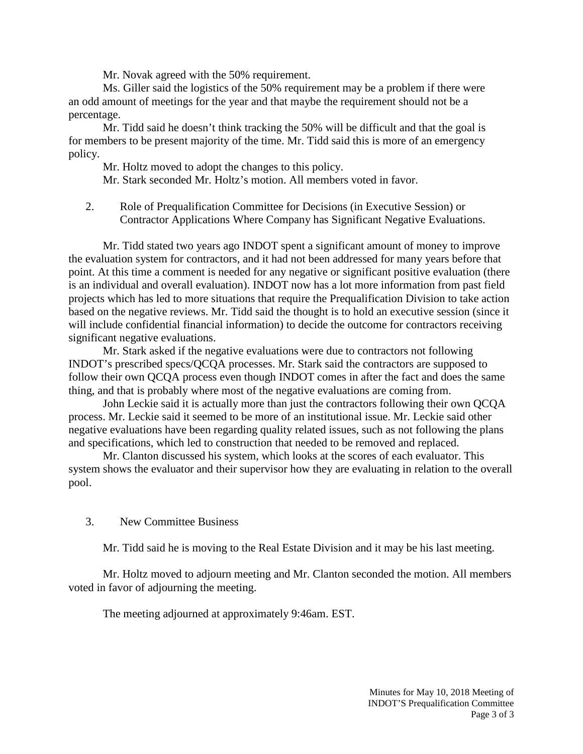Mr. Novak agreed with the 50% requirement.

Ms. Giller said the logistics of the 50% requirement may be a problem if there were an odd amount of meetings for the year and that maybe the requirement should not be a percentage.

Mr. Tidd said he doesn't think tracking the 50% will be difficult and that the goal is for members to be present majority of the time. Mr. Tidd said this is more of an emergency policy.

Mr. Holtz moved to adopt the changes to this policy.

Mr. Stark seconded Mr. Holtz's motion. All members voted in favor.

2. Role of Prequalification Committee for Decisions (in Executive Session) or Contractor Applications Where Company has Significant Negative Evaluations.

Mr. Tidd stated two years ago INDOT spent a significant amount of money to improve the evaluation system for contractors, and it had not been addressed for many years before that point. At this time a comment is needed for any negative or significant positive evaluation (there is an individual and overall evaluation). INDOT now has a lot more information from past field projects which has led to more situations that require the Prequalification Division to take action based on the negative reviews. Mr. Tidd said the thought is to hold an executive session (since it will include confidential financial information) to decide the outcome for contractors receiving significant negative evaluations.

Mr. Stark asked if the negative evaluations were due to contractors not following INDOT's prescribed specs/QCQA processes. Mr. Stark said the contractors are supposed to follow their own QCQA process even though INDOT comes in after the fact and does the same thing, and that is probably where most of the negative evaluations are coming from.

John Leckie said it is actually more than just the contractors following their own QCQA process. Mr. Leckie said it seemed to be more of an institutional issue. Mr. Leckie said other negative evaluations have been regarding quality related issues, such as not following the plans and specifications, which led to construction that needed to be removed and replaced.

Mr. Clanton discussed his system, which looks at the scores of each evaluator. This system shows the evaluator and their supervisor how they are evaluating in relation to the overall pool.

3. New Committee Business

Mr. Tidd said he is moving to the Real Estate Division and it may be his last meeting.

Mr. Holtz moved to adjourn meeting and Mr. Clanton seconded the motion. All members voted in favor of adjourning the meeting.

The meeting adjourned at approximately 9:46am. EST.